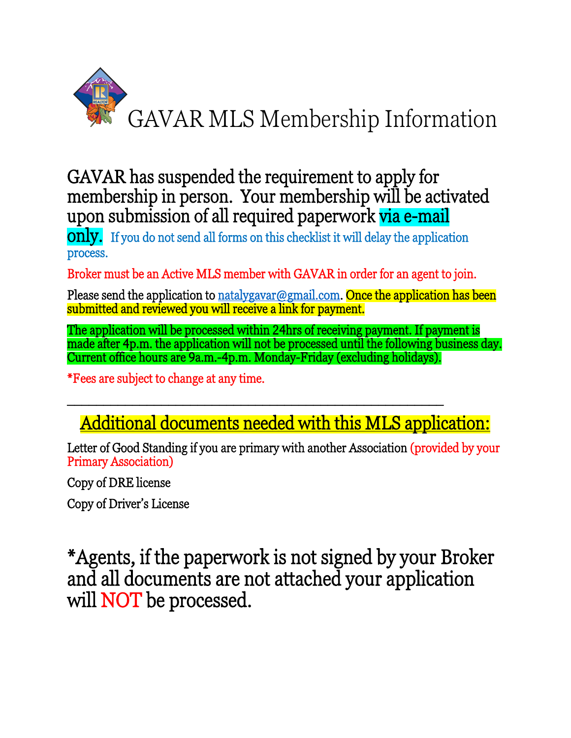# GAVAR MLS Membership Information

GAVAR has suspended the requirement to apply for membership in person. Your membership will be activated upon submission of all required paperwork via e-mail only. If you do not send all forms on this checklist it will delay the application process.

Broker must be an Active MLS member with GAVAR in order for an agent to join.

Please send the application to natalygavar@gmail.com. Once the application has been submitted and reviewed you will receive a link for payment.

The application will be processed within 24hrs of receiving payment. If payment is made after 4p.m. the application will not be processed until the following business day. Current office hours are 9a.m.-4p.m. Monday-Friday (excluding holidays).

*Fees are subject to change at any time.

---

## Additional documents needed with this MLS application:

Letter of Good Standing if you are primary with another Association (provided by your Primary Association)

Copy of DRE license

Copy of Driver's License

*Agents, if the paperwork is not signed by your Broker and all documents are not attached your application will NOT be processed.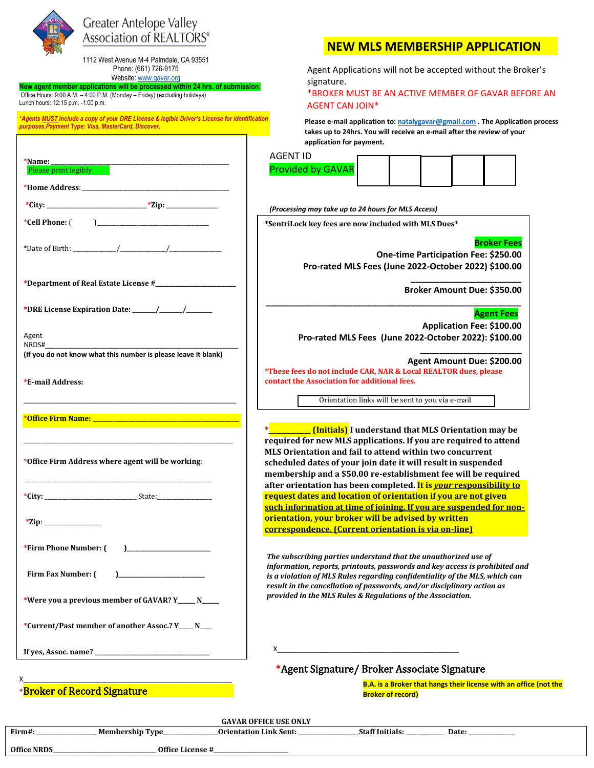Greater Antelope Valley Association of REALTORS®

1112 West Avenue M-4 Palmdale, CA 93551
Phone: (661) 726-9175
Website: www.gavar.org

**New agent member applications will be processed within 24 hrs. of submission.**

Office Hours: 9:00 A.M. – 4:00 P.M. (Monday – Friday) (excluding holidays)
Lunch hours: 12:15 p.m. -1:00 p.m.

***Agents MUST include a copy of your DRE License & legible Driver's License for identification purposes.Payment Type: Visa, MasterCard, Discover,***

# NEW MLS MEMBERSHIP APPLICATION

Agent Applications will not be accepted without the Broker's signature.

*BROKER MUST BE AN ACTIVE MEMBER OF GAVAR BEFORE AN AGENT CAN JOIN*

**Please e-mail application to: natalygavar@gmail.com . The Application process takes up to 24hrs. You will receive an e-mail after the review of your application for payment.**

*Name: ____________________________________________
Please print legibly

*Home Address: ____________________________________________

*City: ____________________ *Zip: ____________

*Cell Phone: (      )____________________________

*Date of Birth: ________/________/________

*Department of Real Estate License #____________________

*DRE License Expiration Date: _____/_____/_____

Agent NRDS#______________________________________________
**(If you do not know what this number is please leave it blank)**

***E-mail Address:**

______________________________________________

***Office Firm Name:** ____________________________________

______________________________________________

*Office Firm Address where agent will be working:

______________________________________________

*City: ____________________ State:____________

*Zip: ____________

***Firm Phone Number: (      )____________________**

**Firm Fax Number: (      )____________________**

***Were you a previous member of GAVAR? Y_____ N_____**

***Current/Past member of another Assoc.? Y____ N____**

**If yes, Assoc. name? ____________________________**

X______________________________________________
***Broker of Record Signature**

AGENT ID
Provided by GAVAR

| | | | | |
|---|---|---|---|---|
| | | | | |

***(Processing may take up to 24 hours for MLS Access)***

***SentriLock key fees are now included with MLS Dues***

**Broker Fees**
**One-time Participation Fee: $250.00**
**Pro-rated MLS Fees (June 2022-October 2022) $100.00**
**Broker Amount Due: $350.00**

**Agent Fees**
**Application Fee: $100.00**
**Pro-rated MLS Fees (June 2022-October 2022): $100.00**
**Agent Amount Due: $200.00**

***These fees do not include CAR, NAR & Local REALTOR dues, please contact the Association for additional fees.**

Orientation links will be sent to you via e-mail

***__________ (Initials) I understand that MLS Orientation may be required for new MLS applications. If you are required to attend MLS Orientation and fail to attend within two concurrent scheduled dates of your join date it will result in suspended membership and a $50.00 re-establishment fee will be required after orientation has been completed. It is *your* responsibility to request dates and location of orientation if you are not given such information at time of joining. If you are suspended for non-orientation, your broker will be advised by written correspondence. (Current orientation is via on-line)**

***The subscribing parties understand that the unauthorized use of information, reports, printouts, passwords and key access is prohibited and is a violation of MLS Rules regarding confidentiality of the MLS, which can result in the cancellation of passwords, and/or disciplinary action as provided in the MLS Rules & Regulations of the Association.***

X______________________________________________
*Agent Signature/ Broker Associate Signature

**B.A. is a Broker that hangs their license with an office (not the Broker of record)**

**GAVAR OFFICE USE ONLY**

**Firm#:** ______________ **Membership Type**____________ **Orientation Link Sent:** ______________ **Staff Initials:** _________ **Date:** ___________

**Office NRDS**__________________________ **Office License #**____________________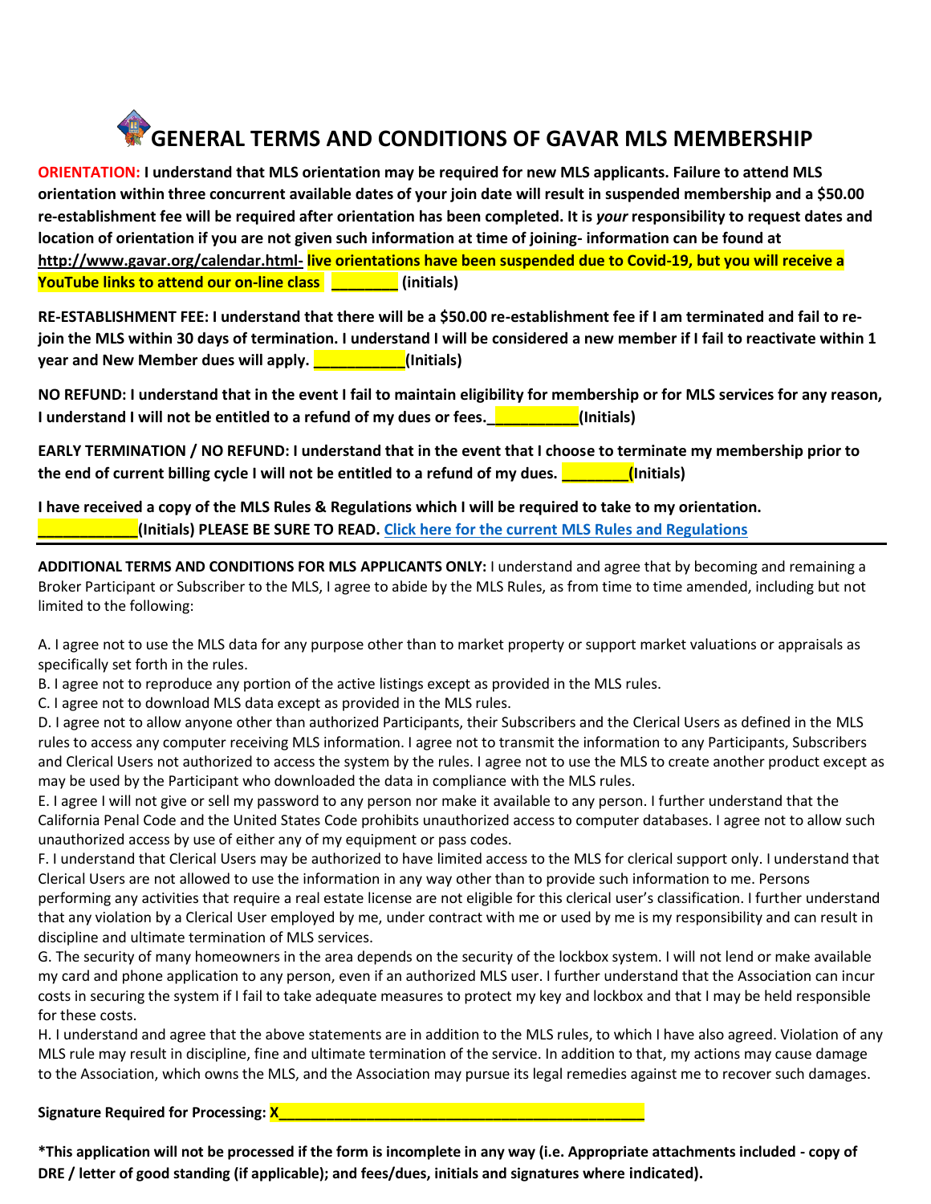# GENERAL TERMS AND CONDITIONS OF GAVAR MLS MEMBERSHIP

**ORIENTATION: I understand that MLS orientation may be required for new MLS applicants. Failure to attend MLS orientation within three concurrent available dates of your join date will result in suspended membership and a $50.00 re-establishment fee will be required after orientation has been completed. It is *your* responsibility to request dates and location of orientation if you are not given such information at time of joining- information can be found at http://www.gavar.org/calendar.html- live orientations have been suspended due to Covid-19, but you will receive a YouTube links to attend our on-line class ________ (initials)**

**RE-ESTABLISHMENT FEE: I understand that there will be a $50.00 re-establishment fee if I am terminated and fail to re-join the MLS within 30 days of termination. I understand I will be considered a new member if I fail to reactivate within 1 year and New Member dues will apply. ___________(Initials)**

**NO REFUND: I understand that in the event I fail to maintain eligibility for membership or for MLS services for any reason, I understand I will not be entitled to a refund of my dues or fees.___________(Initials)**

**EARLY TERMINATION / NO REFUND: I understand that in the event that I choose to terminate my membership prior to the end of current billing cycle I will not be entitled to a refund of my dues. ________(Initials)**

**I have received a copy of the MLS Rules & Regulations which I will be required to take to my orientation. ____________(Initials) PLEASE BE SURE TO READ. [Click here for the current MLS Rules and Regulations]**

---

**ADDITIONAL TERMS AND CONDITIONS FOR MLS APPLICANTS ONLY:** I understand and agree that by becoming and remaining a Broker Participant or Subscriber to the MLS, I agree to abide by the MLS Rules, as from time to time amended, including but not limited to the following:

A. I agree not to use the MLS data for any purpose other than to market property or support market valuations or appraisals as specifically set forth in the rules.
B. I agree not to reproduce any portion of the active listings except as provided in the MLS rules.
C. I agree not to download MLS data except as provided in the MLS rules.
D. I agree not to allow anyone other than authorized Participants, their Subscribers and the Clerical Users as defined in the MLS rules to access any computer receiving MLS information. I agree not to transmit the information to any Participants, Subscribers and Clerical Users not authorized to access the system by the rules. I agree not to use the MLS to create another product except as may be used by the Participant who downloaded the data in compliance with the MLS rules.
E. I agree I will not give or sell my password to any person nor make it available to any person. I further understand that the California Penal Code and the United States Code prohibits unauthorized access to computer databases. I agree not to allow such unauthorized access by use of either any of my equipment or pass codes.
F. I understand that Clerical Users may be authorized to have limited access to the MLS for clerical support only. I understand that Clerical Users are not allowed to use the information in any way other than to provide such information to me. Persons performing any activities that require a real estate license are not eligible for this clerical user's classification. I further understand that any violation by a Clerical User employed by me, under contract with me or used by me is my responsibility and can result in discipline and ultimate termination of MLS services.
G. The security of many homeowners in the area depends on the security of the lockbox system. I will not lend or make available my card and phone application to any person, even if an authorized MLS user. I further understand that the Association can incur costs in securing the system if I fail to take adequate measures to protect my key and lockbox and that I may be held responsible for these costs.
H. I understand and agree that the above statements are in addition to the MLS rules, to which I have also agreed. Violation of any MLS rule may result in discipline, fine and ultimate termination of the service. In addition to that, my actions may cause damage to the Association, which owns the MLS, and the Association may pursue its legal remedies against me to recover such damages.

**Signature Required for Processing: X_______________________________________________**

**\*This application will not be processed if the form is incomplete in any way (i.e. Appropriate attachments included - copy of DRE / letter of good standing (if applicable); and fees/dues, initials and signatures where indicated).**